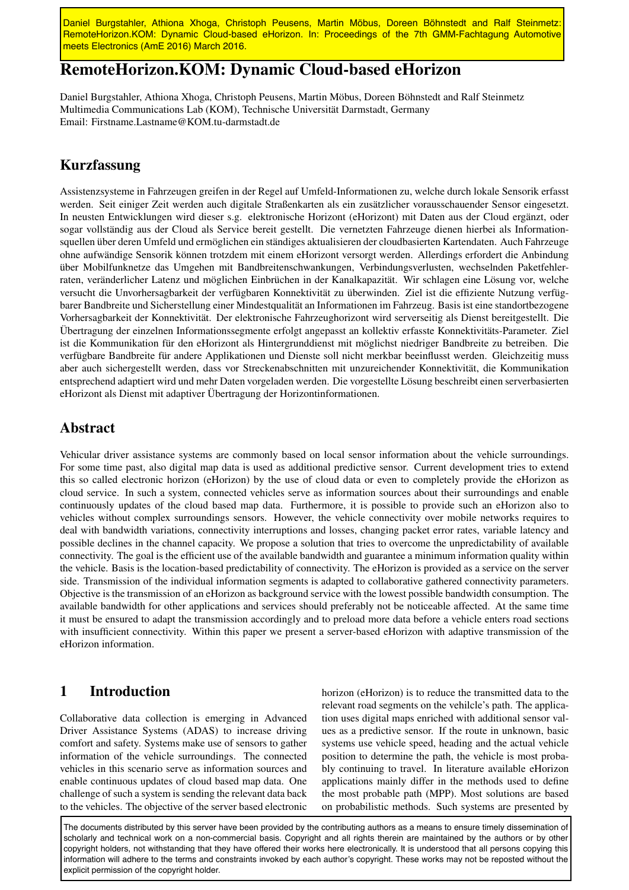Daniel Burgstahler, Athiona Xhoga, Christoph Peusens, Martin Möbus, Doreen Böhnstedt and Ralf Steinmetz: RemoteHorizon.KOM: Dynamic Cloud-based eHorizon. In: Proceedings of the 7th GMM-Fachtagung Automotive meets Electronics (AmE 2016) March 2016.

# RemoteHorizon.KOM: Dynamic Cloud-based eHorizon

Daniel Burgstahler, Athiona Xhoga, Christoph Peusens, Martin Möbus, Doreen Böhnstedt and Ralf Steinmetz
Multimedia Communications Lab (KOM), Technische Universität Darmstadt, Germany
Email: Firstname.Lastname@KOM.tu-darmstadt.de

## Kurzfassung

Assistenzsysteme in Fahrzeugen greifen in der Regel auf Umfeld-Informationen zu, welche durch lokale Sensorik erfasst werden. Seit einiger Zeit werden auch digitale Straßenkarten als ein zusätzlicher vorausschauender Sensor eingesetzt. In neusten Entwicklungen wird dieser s.g. elektronische Horizont (eHorizont) mit Daten aus der Cloud ergänzt, oder sogar vollständig aus der Cloud als Service bereit gestellt. Die vernetzten Fahrzeuge dienen hierbei als Informationsquellen über deren Umfeld und ermöglichen ein ständiges aktualisieren der cloudbasierten Kartendaten. Auch Fahrzeuge ohne aufwändige Sensorik können trotzdem mit einem eHorizont versorgt werden. Allerdings erfordert die Anbindung über Mobilfunknetze das Umgehen mit Bandbreitenschwankungen, Verbindungsverlusten, wechselnden Paketfehlerraten, veränderlicher Latenz und möglichen Einbrüchen in der Kanalkapazität. Wir schlagen eine Lösung vor, welche versucht die Unvorhersagbarkeit der verfügbaren Konnektivität zu überwinden. Ziel ist die effiziente Nutzung verfügbarer Bandbreite und Sicherstellung einer Mindestqualität an Informationen im Fahrzeug. Basis ist eine standortbezogene Vorhersagbarkeit der Konnektivität. Der elektronische Fahrzeughorizont wird serverseitig als Dienst bereitgestellt. Die Übertragung der einzelnen Informationssegmente erfolgt angepasst an kollektiv erfasste Konnektivitäts-Parameter. Ziel ist die Kommunikation für den eHorizont als Hintergrunddienst mit möglichst niedriger Bandbreite zu betreiben. Die verfügbare Bandbreite für andere Applikationen und Dienste soll nicht merkbar beeinflusst werden. Gleichzeitig muss aber auch sichergestellt werden, dass vor Streckenabschnitten mit unzureichender Konnektivität, die Kommunikation entsprechend adaptiert wird und mehr Daten vorgeladen werden. Die vorgestellte Lösung beschreibt einen serverbasierten eHorizont als Dienst mit adaptiver Übertragung der Horizontinformationen.

## Abstract

Vehicular driver assistance systems are commonly based on local sensor information about the vehicle surroundings. For some time past, also digital map data is used as additional predictive sensor. Current development tries to extend this so called electronic horizon (eHorizon) by the use of cloud data or even to completely provide the eHorizon as cloud service. In such a system, connected vehicles serve as information sources about their surroundings and enable continuously updates of the cloud based map data. Furthermore, it is possible to provide such an eHorizon also to vehicles without complex surroundings sensors. However, the vehicle connectivity over mobile networks requires to deal with bandwidth variations, connectivity interruptions and losses, changing packet error rates, variable latency and possible declines in the channel capacity. We propose a solution that tries to overcome the unpredictability of available connectivity. The goal is the efficient use of the available bandwidth and guarantee a minimum information quality within the vehicle. Basis is the location-based predictability of connectivity. The eHorizon is provided as a service on the server side. Transmission of the individual information segments is adapted to collaborative gathered connectivity parameters. Objective is the transmission of an eHorizon as background service with the lowest possible bandwidth consumption. The available bandwidth for other applications and services should preferably not be noticeable affected. At the same time it must be ensured to adapt the transmission accordingly and to preload more data before a vehicle enters road sections with insufficient connectivity. Within this paper we present a server-based eHorizon with adaptive transmission of the eHorizon information.

## 1 Introduction

Collaborative data collection is emerging in Advanced Driver Assistance Systems (ADAS) to increase driving comfort and safety. Systems make use of sensors to gather information of the vehicle surroundings. The connected vehicles in this scenario serve as information sources and enable continuous updates of cloud based map data. One challenge of such a system is sending the relevant data back to the vehicles. The objective of the server based electronic horizon (eHorizon) is to reduce the transmitted data to the relevant road segments on the vehilcle's path. The application uses digital maps enriched with additional sensor values as a predictive sensor. If the route in unknown, basic systems use vehicle speed, heading and the actual vehicle position to determine the path, the vehicle is most probably continuing to travel. In literature available eHorizon applications mainly differ in the methods used to define the most probable path (MPP). Most solutions are based on probabilistic methods. Such systems are presented by

The documents distributed by this server have been provided by the contributing authors as a means to ensure timely dissemination of scholarly and technical work on a non-commercial basis. Copyright and all rights therein are maintained by the authors or by other copyright holders, not withstanding that they have offered their works here electronically. It is understood that all persons copying this information will adhere to the terms and constraints invoked by each author's copyright. These works may not be reposted without the explicit permission of the copyright holder.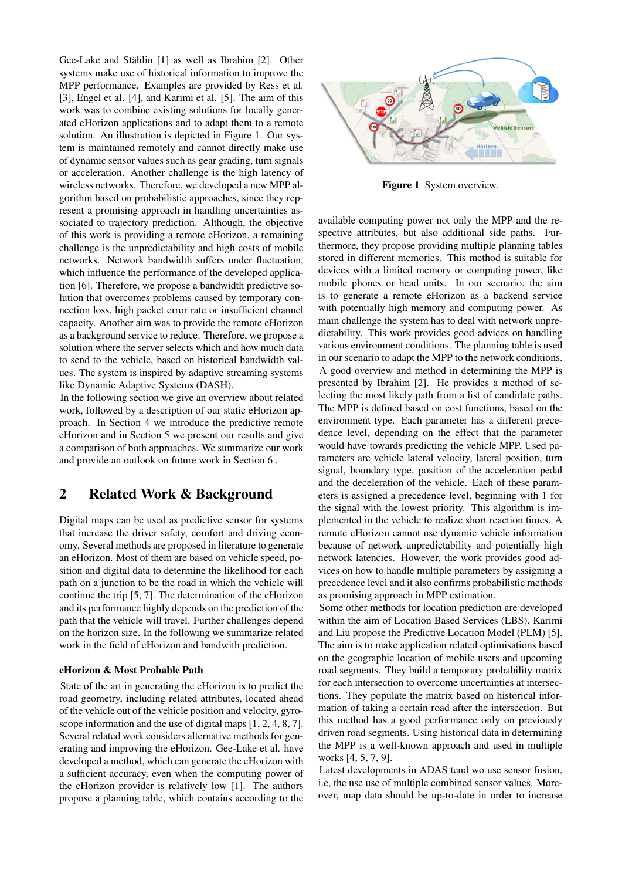Gee-Lake and Stählin [1] as well as Ibrahim [2]. Other systems make use of historical information to improve the MPP performance. Examples are provided by Ress et al. [3], Engel et al. [4], and Karimi et al. [5]. The aim of this work was to combine existing solutions for locally generated eHorizon applications and to adapt them to a remote solution. An illustration is depicted in Figure 1. Our system is maintained remotely and cannot directly make use of dynamic sensor values such as gear grading, turn signals or acceleration. Another challenge is the high latency of wireless networks. Therefore, we developed a new MPP algorithm based on probabilistic approaches, since they represent a promising approach in handling uncertainties associated to trajectory prediction. Although, the objective of this work is providing a remote eHorizon, a remaining challenge is the unpredictability and high costs of mobile networks. Network bandwidth suffers under fluctuation, which influence the performance of the developed application [6]. Therefore, we propose a bandwidth predictive solution that overcomes problems caused by temporary connection loss, high packet error rate or insufficient channel capacity. Another aim was to provide the remote eHorizon as a background service to reduce. Therefore, we propose a solution where the server selects which and how much data to send to the vehicle, based on historical bandwidth values. The system is inspired by adaptive streaming systems like Dynamic Adaptive Systems (DASH).

In the following section we give an overview about related work, followed by a description of our static eHorizon approach. In Section 4 we introduce the predictive remote eHorizon and in Section 5 we present our results and give a comparison of both approaches. We summarize our work and provide an outlook on future work in Section 6 .

**Figure 1** System overview.

## 2 Related Work & Background

Digital maps can be used as predictive sensor for systems that increase the driver safety, comfort and driving economy. Several methods are proposed in literature to generate an eHorizon. Most of them are based on vehicle speed, position and digital data to determine the likelihood for each path on a junction to be the road in which the vehicle will continue the trip [5, 7]. The determination of the eHorizon and its performance highly depends on the prediction of the path that the vehicle will travel. Further challenges depend on the horizon size. In the following we summarize related work in the field of eHorizon and bandwith prediction.

### eHorizon & Most Probable Path

State of the art in generating the eHorizon is to predict the road geometry, including related attributes, located ahead of the vehicle out of the vehicle position and velocity, gyroscope information and the use of digital maps [1, 2, 4, 8, 7]. Several related work considers alternative methods for generating and improving the eHorizon. Gee-Lake et al. have developed a method, which can generate the eHorizon with a sufficient accuracy, even when the computing power of the eHorizon provider is relatively low [1]. The authors propose a planning table, which contains according to the available computing power not only the MPP and the respective attributes, but also additional side paths. Furthermore, they propose providing multiple planning tables stored in different memories. This method is suitable for devices with a limited memory or computing power, like mobile phones or head units. In our scenario, the aim is to generate a remote eHorizon as a backend service with potentially high memory and computing power. As main challenge the system has to deal with network unpredictability. This work provides good advices on handling various environment conditions. The planning table is used in our scenario to adapt the MPP to the network conditions.

A good overview and method in determining the MPP is presented by Ibrahim [2]. He provides a method of selecting the most likely path from a list of candidate paths. The MPP is defined based on cost functions, based on the environment type. Each parameter has a different precedence level, depending on the effect that the parameter would have towards predicting the vehicle MPP. Used parameters are vehicle lateral velocity, lateral position, turn signal, boundary type, position of the acceleration pedal and the deceleration of the vehicle. Each of these parameters is assigned a precedence level, beginning with 1 for the signal with the lowest priority. This algorithm is implemented in the vehicle to realize short reaction times. A remote eHorizon cannot use dynamic vehicle information because of network unpredictability and potentially high network latencies. However, the work provides good advices on how to handle multiple parameters by assigning a precedence level and it also confirms probabilistic methods as promising approach in MPP estimation.

Some other methods for location prediction are developed within the aim of Location Based Services (LBS). Karimi and Liu propose the Predictive Location Model (PLM) [5]. The aim is to make application related optimisations based on the geographic location of mobile users and upcoming road segments. They build a temporary probability matrix for each intersection to overcome uncertainties at intersections. They populate the matrix based on historical information of taking a certain road after the intersection. But this method has a good performance only on previously driven road segments. Using historical data in determining the MPP is a well-known approach and used in multiple works [4, 5, 7, 9].

Latest developments in ADAS tend wo use sensor fusion, i.e, the use use of multiple combined sensor values. Moreover, map data should be up-to-date in order to increase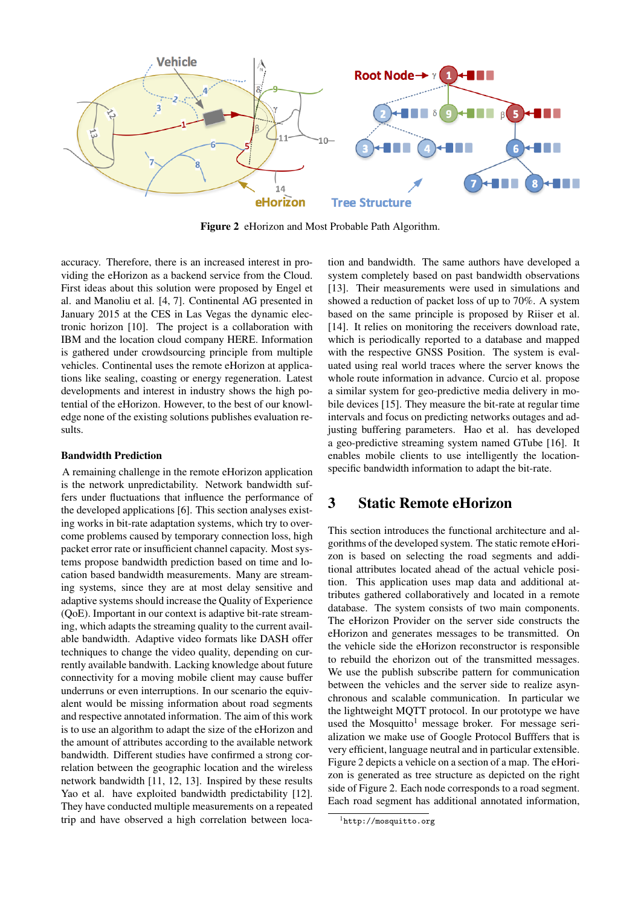**Figure 2** eHorizon and Most Probable Path Algorithm.

accuracy. Therefore, there is an increased interest in providing the eHorizon as a backend service from the Cloud. First ideas about this solution were proposed by Engel et al. and Manoliu et al. [4, 7]. Continental AG presented in January 2015 at the CES in Las Vegas the dynamic electronic horizon [10]. The project is a collaboration with IBM and the location cloud company HERE. Information is gathered under crowdsourcing principle from multiple vehicles. Continental uses the remote eHorizon at applications like sealing, coasting or energy regeneration. Latest developments and interest in industry shows the high potential of the eHorizon. However, to the best of our knowledge none of the existing solutions publishes evaluation results.

### Bandwidth Prediction

A remaining challenge in the remote eHorizon application is the network unpredictability. Network bandwidth suffers under fluctuations that influence the performance of the developed applications [6]. This section analyses existing works in bit-rate adaptation systems, which try to overcome problems caused by temporary connection loss, high packet error rate or insufficient channel capacity. Most systems propose bandwidth prediction based on time and location based bandwidth measurements. Many are streaming systems, since they are at most delay sensitive and adaptive systems should increase the Quality of Experience (QoE). Important in our context is adaptive bit-rate streaming, which adapts the streaming quality to the current available bandwidth. Adaptive video formats like DASH offer techniques to change the video quality, depending on currently available bandwith. Lacking knowledge about future connectivity for a moving mobile client may cause buffer underruns or even interruptions. In our scenario the equivalent would be missing information about road segments and respective annotated information. The aim of this work is to use an algorithm to adapt the size of the eHorizon and the amount of attributes according to the available network bandwidth. Different studies have confirmed a strong correlation between the geographic location and the wireless network bandwidth [11, 12, 13]. Inspired by these results Yao et al. have exploited bandwidth predictability [12]. They have conducted multiple measurements on a repeated trip and have observed a high correlation between location and bandwidth. The same authors have developed a system completely based on past bandwidth observations [13]. Their measurements were used in simulations and showed a reduction of packet loss of up to 70%. A system based on the same principle is proposed by Riiser et al. [14]. It relies on monitoring the receivers download rate, which is periodically reported to a database and mapped with the respective GNSS Position. The system is evaluated using real world traces where the server knows the whole route information in advance. Curcio et al. propose a similar system for geo-predictive media delivery in mobile devices [15]. They measure the bit-rate at regular time intervals and focus on predicting networks outages and adjusting buffering parameters. Hao et al. has developed a geo-predictive streaming system named GTube [16]. It enables mobile clients to use intelligently the location-specific bandwidth information to adapt the bit-rate.

## 3 Static Remote eHorizon

This section introduces the functional architecture and algorithms of the developed system. The static remote eHorizon is based on selecting the road segments and additional attributes located ahead of the actual vehicle position. This application uses map data and additional attributes gathered collaboratively and located in a remote database. The system consists of two main components. The eHorizon Provider on the server side constructs the eHorizon and generates messages to be transmitted. On the vehicle side the eHorizon reconstructor is responsible to rebuild the ehorizon out of the transmitted messages. We use the publish subscribe pattern for communication between the vehicles and the server side to realize asynchronous and scalable communication. In particular we the lightweight MQTT protocol. In our prototype we have used the Mosquitto[1] message broker. For message serialization we make use of Google Protocol Bufffers that is very efficient, language neutral and in particular extensible. Figure 2 depicts a vehicle on a section of a map. The eHorizon is generated as tree structure as depicted on the right side of Figure 2. Each node corresponds to a road segment. Each road segment has additional annotated information,

[1] http://mosquitto.org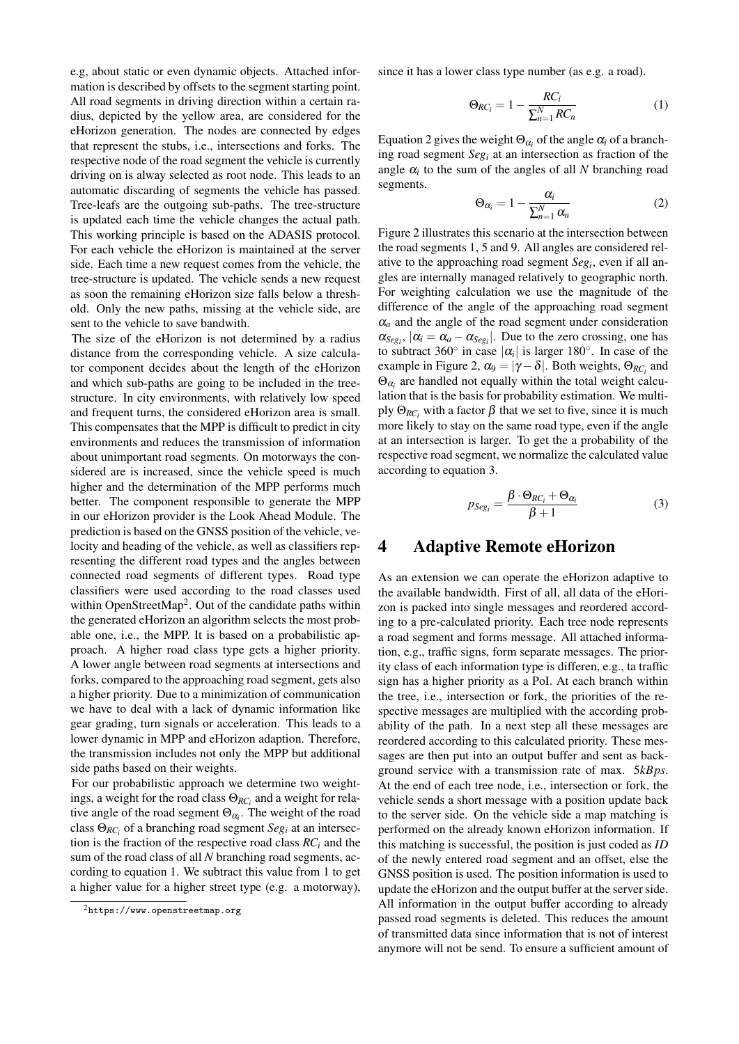e.g, about static or even dynamic objects. Attached information is described by offsets to the segment starting point. All road segments in driving direction within a certain radius, depicted by the yellow area, are considered for the eHorizon generation. The nodes are connected by edges that represent the stubs, i.e., intersections and forks. The respective node of the road segment the vehicle is currently driving on is alway selected as root node. This leads to an automatic discarding of segments the vehicle has passed. Tree-leafs are the outgoing sub-paths. The tree-structure is updated each time the vehicle changes the actual path. This working principle is based on the ADASIS protocol. For each vehicle the eHorizon is maintained at the server side. Each time a new request comes from the vehicle, the tree-structure is updated. The vehicle sends a new request as soon the remaining eHorizon size falls below a threshold. Only the new paths, missing at the vehicle side, are sent to the vehicle to save bandwith.

The size of the eHorizon is not determined by a radius distance from the corresponding vehicle. A size calculator component decides about the length of the eHorizon and which sub-paths are going to be included in the tree-structure. In city environments, with relatively low speed and frequent turns, the considered eHorizon area is small. This compensates that the MPP is difficult to predict in city environments and reduces the transmission of information about unimportant road segments. On motorways the considered are is increased, since the vehicle speed is much higher and the determination of the MPP performs much better. The component responsible to generate the MPP in our eHorizon provider is the Look Ahead Module. The prediction is based on the GNSS position of the vehicle, velocity and heading of the vehicle, as well as classifiers representing the different road types and the angles between connected road segments of different types. Road type classifiers were used according to the road classes used within OpenStreetMap[2]. Out of the candidate paths within the generated eHorizon an algorithm selects the most probable one, i.e., the MPP. It is based on a probabilistic approach. A higher road class type gets a higher priority. A lower angle between road segments at intersections and forks, compared to the approaching road segment, gets also a higher priority. Due to a minimization of communication we have to deal with a lack of dynamic information like gear grading, turn signals or acceleration. This leads to a lower dynamic in MPP and eHorizon adaption. Therefore, the transmission includes not only the MPP but additional side paths based on their weights.

For our probabilistic approach we determine two weightings, a weight for the road class $\Theta_{RC_i}$ and a weight for relative angle of the road segment $\Theta_{\alpha_i}$. The weight of the road class $\Theta_{RC_i}$ of a branching road segment $Seg_i$ at an intersection is the fraction of the respective road class $RC_i$ and the sum of the road class of all $N$ branching road segments, according to equation 1. We subtract this value from 1 to get a higher value for a higher street type (e.g. a motorway), since it has a lower class type number (as e.g. a road).

$$\Theta_{RC_i} = 1 - \frac{RC_i}{\sum_{n=1}^{N} RC_n} \tag{1}$$

Equation 2 gives the weight $\Theta_{\alpha_i}$ of the angle $\alpha_i$ of a branching road segment $Seg_i$ at an intersection as fraction of the angle $\alpha_i$ to the sum of the angles of all $N$ branching road segments.

$$\Theta_{\alpha_i} = 1 - \frac{\alpha_i}{\sum_{n=1}^{N} \alpha_n} \tag{2}$$

Figure 2 illustrates this scenario at the intersection between the road segments 1, 5 and 9. All angles are considered relative to the approaching road segment $Seg_i$, even if all angles are internally managed relatively to geographic north. For weighting calculation we use the magnitude of the difference of the angle of the approaching road segment $\alpha_a$ and the angle of the road segment under consideration $\alpha_{Seg_i}$, $|\alpha_i = \alpha_a - \alpha_{Seg_i}|$. Due to the zero crossing, one has to subtract 360° in case $|\alpha_i|$ is larger 180°. In case of the example in Figure 2, $\alpha_9 = |\gamma - \delta|$. Both weights, $\Theta_{RC_i}$ and $\Theta_{\alpha_i}$ are handled not equally within the total weight calculation that is the basis for probability estimation. We multiply $\Theta_{RC_i}$ with a factor $\beta$ that we set to five, since it is much more likely to stay on the same road type, even if the angle at an intersection is larger. To get the a probability of the respective road segment, we normalize the calculated value according to equation 3.

$$p_{Seg_i} = \frac{\beta \cdot \Theta_{RC_i} + \Theta_{\alpha_i}}{\beta + 1} \tag{3}$$

# 4 Adaptive Remote eHorizon

As an extension we can operate the eHorizon adaptive to the available bandwidth. First of all, all data of the eHorizon is packed into single messages and reordered according to a pre-calculated priority. Each tree node represents a road segment and forms message. All attached information, e.g., traffic signs, form separate messages. The priority class of each information type is differen, e.g., ta traffic sign has a higher priority as a PoI. At each branch within the tree, i.e., intersection or fork, the priorities of the respective messages are multiplied with the according probability of the path. In a next step all these messages are reordered according to this calculated priority. These messages are then put into an output buffer and sent as background service with a transmission rate of max. $5kBps$. At the end of each tree node, i.e., intersection or fork, the vehicle sends a short message with a position update back to the server side. On the vehicle side a map matching is performed on the already known eHorizon information. If this matching is successful, the position is just coded as *ID* of the newly entered road segment and an offset, else the GNSS position is used. The position information is used to update the eHorizon and the output buffer at the server side. All information in the output buffer according to already passed road segments is deleted. This reduces the amount of transmitted data since information that is not of interest anymore will not be send. To ensure a sufficient amount of

[2] https://www.openstreetmap.org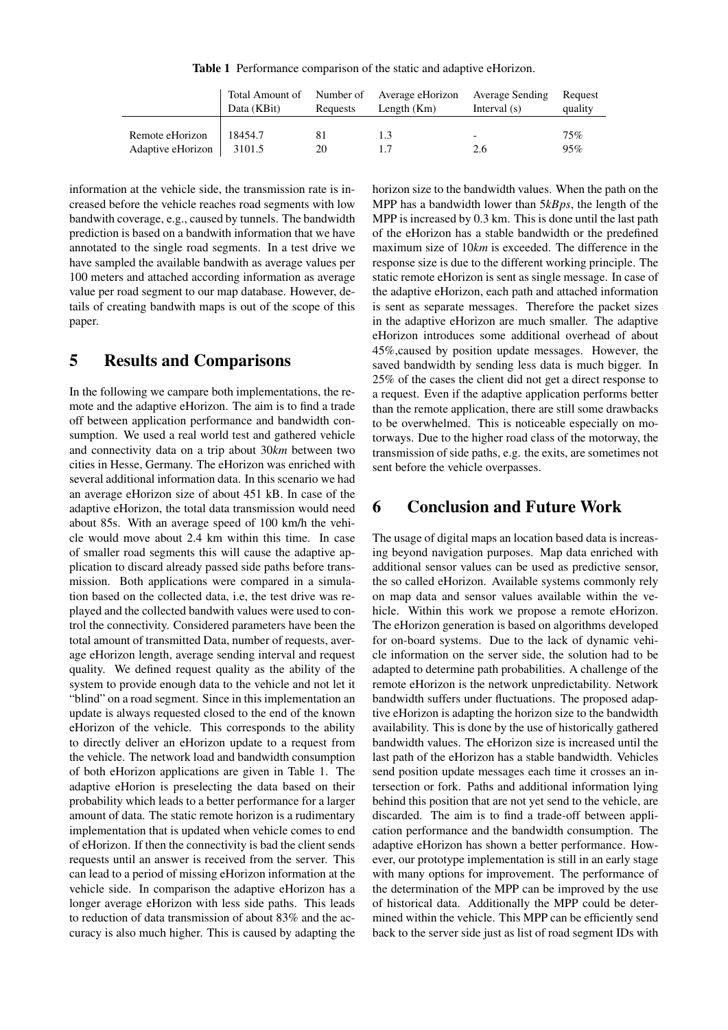**Table 1** Performance comparison of the static and adaptive eHorizon.

| | Total Amount of Data (KBit) | Number of Requests | Average eHorizon Length (Km) | Average Sending Interval (s) | Request quality |
|---|---|---|---|---|---|
| Remote eHorizon | 18454.7 | 81 | 1.3 | - | 75% |
| Adaptive eHorizon | 3101.5 | 20 | 1.7 | 2.6 | 95% |

information at the vehicle side, the transmission rate is increased before the vehicle reaches road segments with low bandwith coverage, e.g., caused by tunnels. The bandwidth prediction is based on a bandwith information that we have annotated to the single road segments. In a test drive we have sampled the available bandwith as average values per 100 meters and attached according information as average value per road segment to our map database. However, details of creating bandwith maps is out of the scope of this paper.

## 5 Results and Comparisons

In the following we campare both implementations, the remote and the adaptive eHorizon. The aim is to find a trade off between application performance and bandwidth consumption. We used a real world test and gathered vehicle and connectivity data on a trip about 30*km* between two cities in Hesse, Germany. The eHorizon was enriched with several additional information data. In this scenario we had an average eHorizon size of about 451 kB. In case of the adaptive eHorizon, the total data transmission would need about 85s. With an average speed of 100 km/h the vehicle would move about 2.4 km within this time. In case of smaller road segments this will cause the adaptive application to discard already passed side paths before transmission. Both applications were compared in a simulation based on the collected data, i.e, the test drive was replayed and the collected bandwith values were used to control the connectivity. Considered parameters have been the total amount of transmitted Data, number of requests, average eHorizon length, average sending interval and request quality. We defined request quality as the ability of the system to provide enough data to the vehicle and not let it "blind" on a road segment. Since in this implementation an update is always requested closed to the end of the known eHorizon of the vehicle. This corresponds to the ability to directly deliver an eHorizon update to a request from the vehicle. The network load and bandwidth consumption of both eHorizon applications are given in Table 1. The adaptive eHorion is preselecting the data based on their probability which leads to a better performance for a larger amount of data. The static remote horizon is a rudimentary implementation that is updated when vehicle comes to end of eHorizon. If then the connectivity is bad the client sends requests until an answer is received from the server. This can lead to a period of missing eHorizon information at the vehicle side. In comparison the adaptive eHorizon has a longer average eHorizon with less side paths. This leads to reduction of data transmission of about 83% and the accuracy is also much higher. This is caused by adapting the horizon size to the bandwidth values. When the path on the MPP has a bandwidth lower than 5*kBps*, the length of the MPP is increased by 0.3 km. This is done until the last path of the eHorizon has a stable bandwidth or the predefined maximum size of 10*km* is exceeded. The difference in the response size is due to the different working principle. The static remote eHorizon is sent as single message. In case of the adaptive eHorizon, each path and attached information is sent as separate messages. Therefore the packet sizes in the adaptive eHorizon are much smaller. The adaptive eHorizon introduces some additional overhead of about 45%,caused by position update messages. However, the saved bandwidth by sending less data is much bigger. In 25% of the cases the client did not get a direct response to a request. Even if the adaptive application performs better than the remote application, there are still some drawbacks to be overwhelmed. This is noticeable especially on motorways. Due to the higher road class of the motorway, the transmission of side paths, e.g. the exits, are sometimes not sent before the vehicle overpasses.

## 6 Conclusion and Future Work

The usage of digital maps an location based data is increasing beyond navigation purposes. Map data enriched with additional sensor values can be used as predictive sensor, the so called eHorizon. Available systems commonly rely on map data and sensor values available within the vehicle. Within this work we propose a remote eHorizon. The eHorizon generation is based on algorithms developed for on-board systems. Due to the lack of dynamic vehicle information on the server side, the solution had to be adapted to determine path probabilities. A challenge of the remote eHorizon is the network unpredictability. Network bandwidth suffers under fluctuations. The proposed adaptive eHorizon is adapting the horizon size to the bandwidth availability. This is done by the use of historically gathered bandwidth values. The eHorizon size is increased until the last path of the eHorizon has a stable bandwidth. Vehicles send position update messages each time it crosses an intersection or fork. Paths and additional information lying behind this position that are not yet send to the vehicle, are discarded. The aim is to find a trade-off between application performance and the bandwidth consumption. The adaptive eHorizon has shown a better performance. However, our prototype implementation is still in an early stage with many options for improvement. The performance of the determination of the MPP can be improved by the use of historical data. Additionally the MPP could be determined within the vehicle. This MPP can be efficiently send back to the server side just as list of road segment IDs with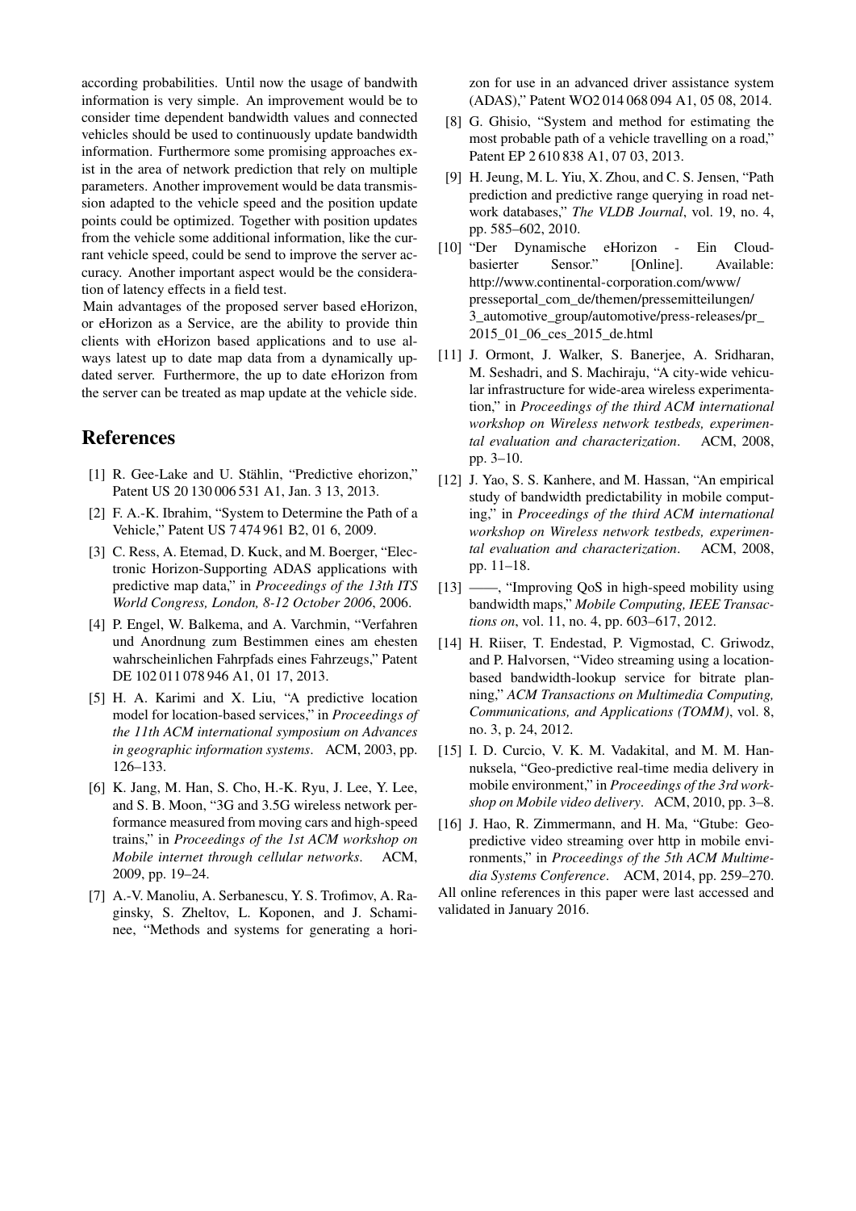according probabilities. Until now the usage of bandwith information is very simple. An improvement would be to consider time dependent bandwidth values and connected vehicles should be used to continuously update bandwidth information. Furthermore some promising approaches exist in the area of network prediction that rely on multiple parameters. Another improvement would be data transmission adapted to the vehicle speed and the position update points could be optimized. Together with position updates from the vehicle some additional information, like the currant vehicle speed, could be send to improve the server accuracy. Another important aspect would be the consideration of latency effects in a field test.

Main advantages of the proposed server based eHorizon, or eHorizon as a Service, are the ability to provide thin clients with eHorizon based applications and to use always latest up to date map data from a dynamically updated server. Furthermore, the up to date eHorizon from the server can be treated as map update at the vehicle side.

## References

[1] R. Gee-Lake and U. Stählin, "Predictive ehorizon," Patent US 20 130 006 531 A1, Jan. 3 13, 2013.

[2] F. A.-K. Ibrahim, "System to Determine the Path of a Vehicle," Patent US 7 474 961 B2, 01 6, 2009.

[3] C. Ress, A. Etemad, D. Kuck, and M. Boerger, "Electronic Horizon-Supporting ADAS applications with predictive map data," in *Proceedings of the 13th ITS World Congress, London, 8-12 October 2006*, 2006.

[4] P. Engel, W. Balkema, and A. Varchmin, "Verfahren und Anordnung zum Bestimmen eines am ehesten wahrscheinlichen Fahrpfads eines Fahrzeugs," Patent DE 102 011 078 946 A1, 01 17, 2013.

[5] H. A. Karimi and X. Liu, "A predictive location model for location-based services," in *Proceedings of the 11th ACM international symposium on Advances in geographic information systems*. ACM, 2003, pp. 126–133.

[6] K. Jang, M. Han, S. Cho, H.-K. Ryu, J. Lee, Y. Lee, and S. B. Moon, "3G and 3.5G wireless network performance measured from moving cars and high-speed trains," in *Proceedings of the 1st ACM workshop on Mobile internet through cellular networks*. ACM, 2009, pp. 19–24.

[7] A.-V. Manoliu, A. Serbanescu, Y. S. Trofimov, A. Raginsky, S. Zheltov, L. Koponen, and J. Schaminee, "Methods and systems for generating a horizon for use in an advanced driver assistance system (ADAS)," Patent WO2 014 068 094 A1, 05 08, 2014.

[8] G. Ghisio, "System and method for estimating the most probable path of a vehicle travelling on a road," Patent EP 2 610 838 A1, 07 03, 2013.

[9] H. Jeung, M. L. Yiu, X. Zhou, and C. S. Jensen, "Path prediction and predictive range querying in road network databases," *The VLDB Journal*, vol. 19, no. 4, pp. 585–602, 2010.

[10] "Der Dynamische eHorizon - Ein Cloud-basierter Sensor." [Online]. Available: http://www.continental-corporation.com/www/presseportal_com_de/themen/pressemitteilungen/3_automotive_group/automotive/press-releases/pr_2015_01_06_ces_2015_de.html

[11] J. Ormont, J. Walker, S. Banerjee, A. Sridharan, M. Seshadri, and S. Machiraju, "A city-wide vehicular infrastructure for wide-area wireless experimentation," in *Proceedings of the third ACM international workshop on Wireless network testbeds, experimental evaluation and characterization*. ACM, 2008, pp. 3–10.

[12] J. Yao, S. S. Kanhere, and M. Hassan, "An empirical study of bandwidth predictability in mobile computing," in *Proceedings of the third ACM international workshop on Wireless network testbeds, experimental evaluation and characterization*. ACM, 2008, pp. 11–18.

[13] ——, "Improving QoS in high-speed mobility using bandwidth maps," *Mobile Computing, IEEE Transactions on*, vol. 11, no. 4, pp. 603–617, 2012.

[14] H. Riiser, T. Endestad, P. Vigmostad, C. Griwodz, and P. Halvorsen, "Video streaming using a location-based bandwidth-lookup service for bitrate planning," *ACM Transactions on Multimedia Computing, Communications, and Applications (TOMM)*, vol. 8, no. 3, p. 24, 2012.

[15] I. D. Curcio, V. K. M. Vadakital, and M. M. Hannuksela, "Geo-predictive real-time media delivery in mobile environment," in *Proceedings of the 3rd workshop on Mobile video delivery*. ACM, 2010, pp. 3–8.

[16] J. Hao, R. Zimmermann, and H. Ma, "Gtube: Geo-predictive video streaming over http in mobile environments," in *Proceedings of the 5th ACM Multimedia Systems Conference*. ACM, 2014, pp. 259–270.

All online references in this paper were last accessed and validated in January 2016.